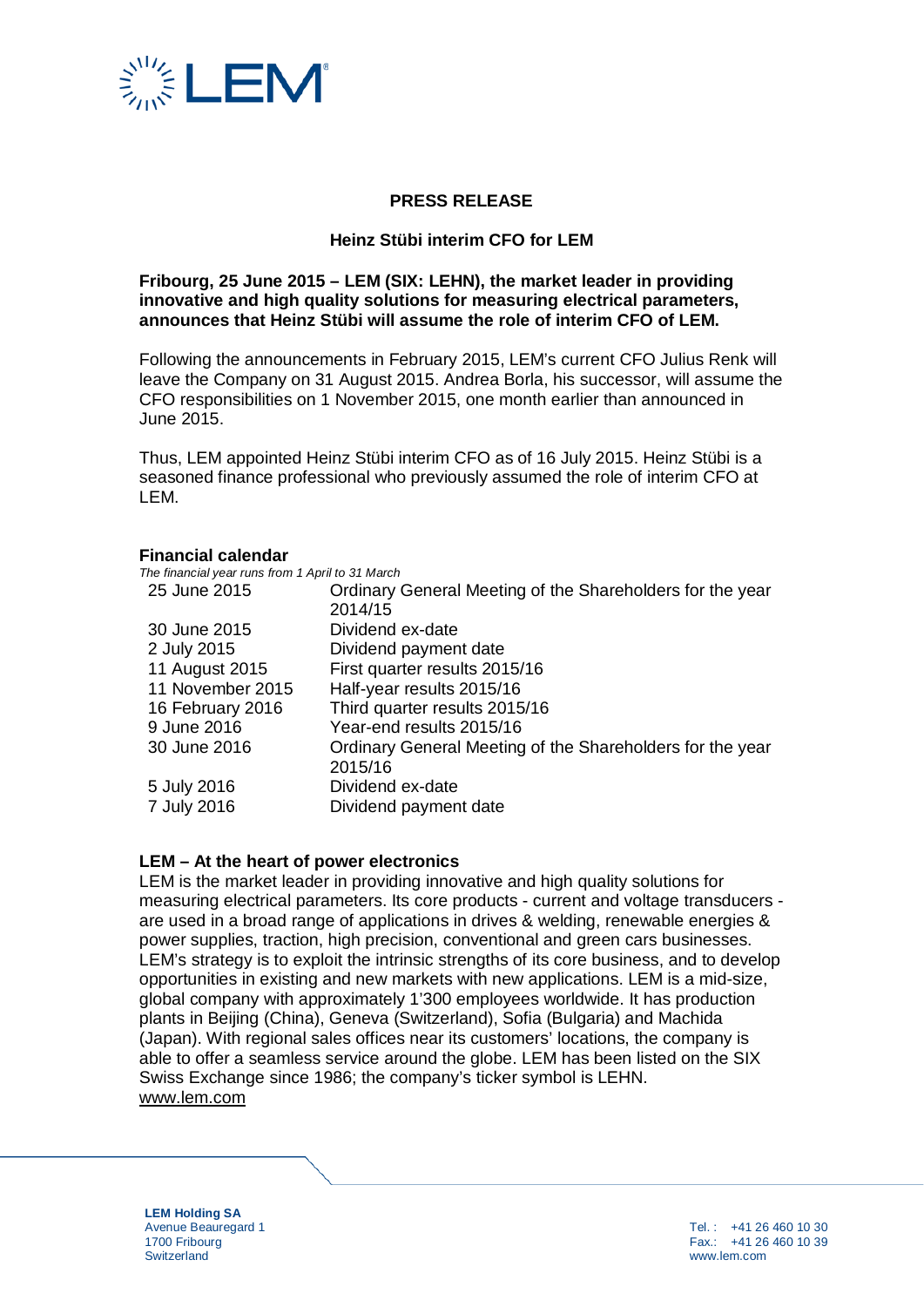**PRESS RELEASE**

**Heinz Stübi interim CFO for LEM**

**Fribourg, 25 June 2015 – LEM (SIX: LEHN), the market leader in providing innovative and high quality solutions for measuring electrical parameters, announces that Heinz Stübi will assume the role of interim CFO of LEM.**

Following the announcements in February 2015, LEM's current CFO Julius Renk will leave the Company on 31 August 2015. Andrea Borla, his successor, will assume the CFO responsibilities on 1 November 2015, one month earlier than announced in June 2015.

Thus, LEM appointed Heinz Stübi interim CFO as of 16 July 2015. Heinz Stübi is a seasoned finance professional who previously assumed the role of interim CFO at LEM.

**Financial calendar**

*The financial year runs from 1 April to 31 March*

| | |
|---|---|
| 25 June 2015 | Ordinary General Meeting of the Shareholders for the year 2014/15 |
| 30 June 2015 | Dividend ex-date |
| 2 July 2015 | Dividend payment date |
| 11 August 2015 | First quarter results 2015/16 |
| 11 November 2015 | Half-year results 2015/16 |
| 16 February 2016 | Third quarter results 2015/16 |
| 9 June 2016 | Year-end results 2015/16 |
| 30 June 2016 | Ordinary General Meeting of the Shareholders for the year 2015/16 |
| 5 July 2016 | Dividend ex-date |
| 7 July 2016 | Dividend payment date |

**LEM – At the heart of power electronics**

LEM is the market leader in providing innovative and high quality solutions for measuring electrical parameters. Its core products - current and voltage transducers - are used in a broad range of applications in drives & welding, renewable energies & power supplies, traction, high precision, conventional and green cars businesses. LEM's strategy is to exploit the intrinsic strengths of its core business, and to develop opportunities in existing and new markets with new applications. LEM is a mid-size, global company with approximately 1'300 employees worldwide. It has production plants in Beijing (China), Geneva (Switzerland), Sofia (Bulgaria) and Machida (Japan). With regional sales offices near its customers' locations, the company is able to offer a seamless service around the globe. LEM has been listed on the SIX Swiss Exchange since 1986; the company's ticker symbol is LEHN.
www.lem.com

**LEM Holding SA**
Avenue Beauregard 1
1700 Fribourg
Switzerland

Tel. : +41 26 460 10 30
Fax.: +41 26 460 10 39
www.lem.com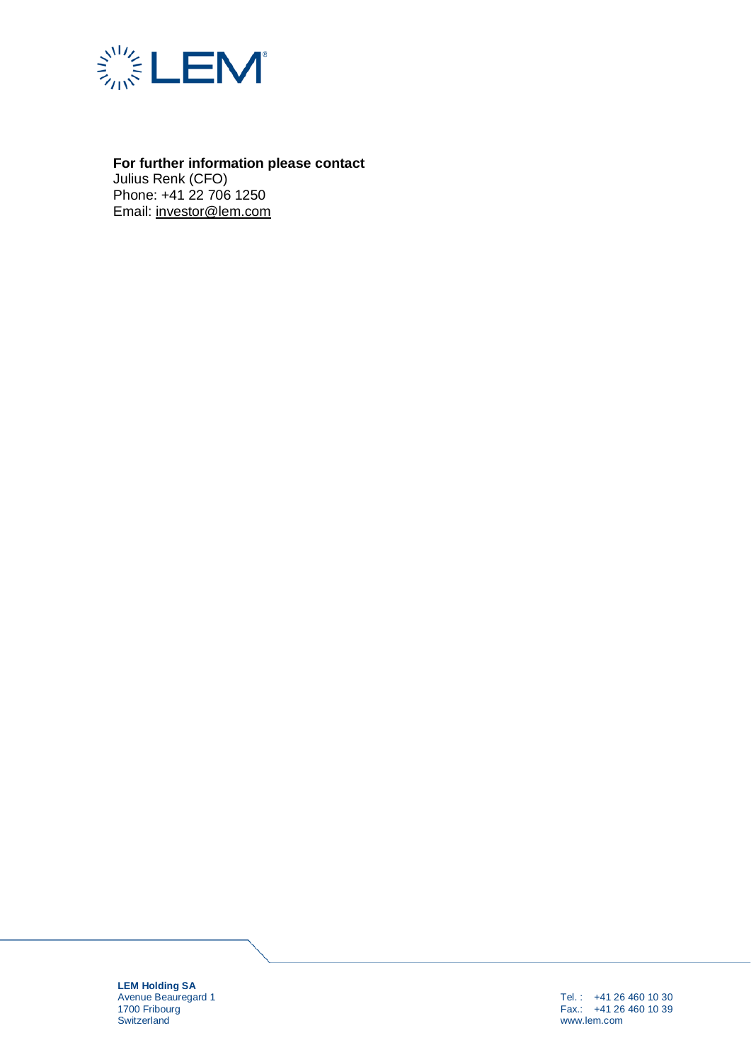**For further information please contact**
Julius Renk (CFO)
Phone: +41 22 706 1250
Email: investor@lem.com

**LEM Holding SA**
Avenue Beauregard 1
1700 Fribourg
Switzerland

Tel. : +41 26 460 10 30
Fax.: +41 26 460 10 39
www.lem.com